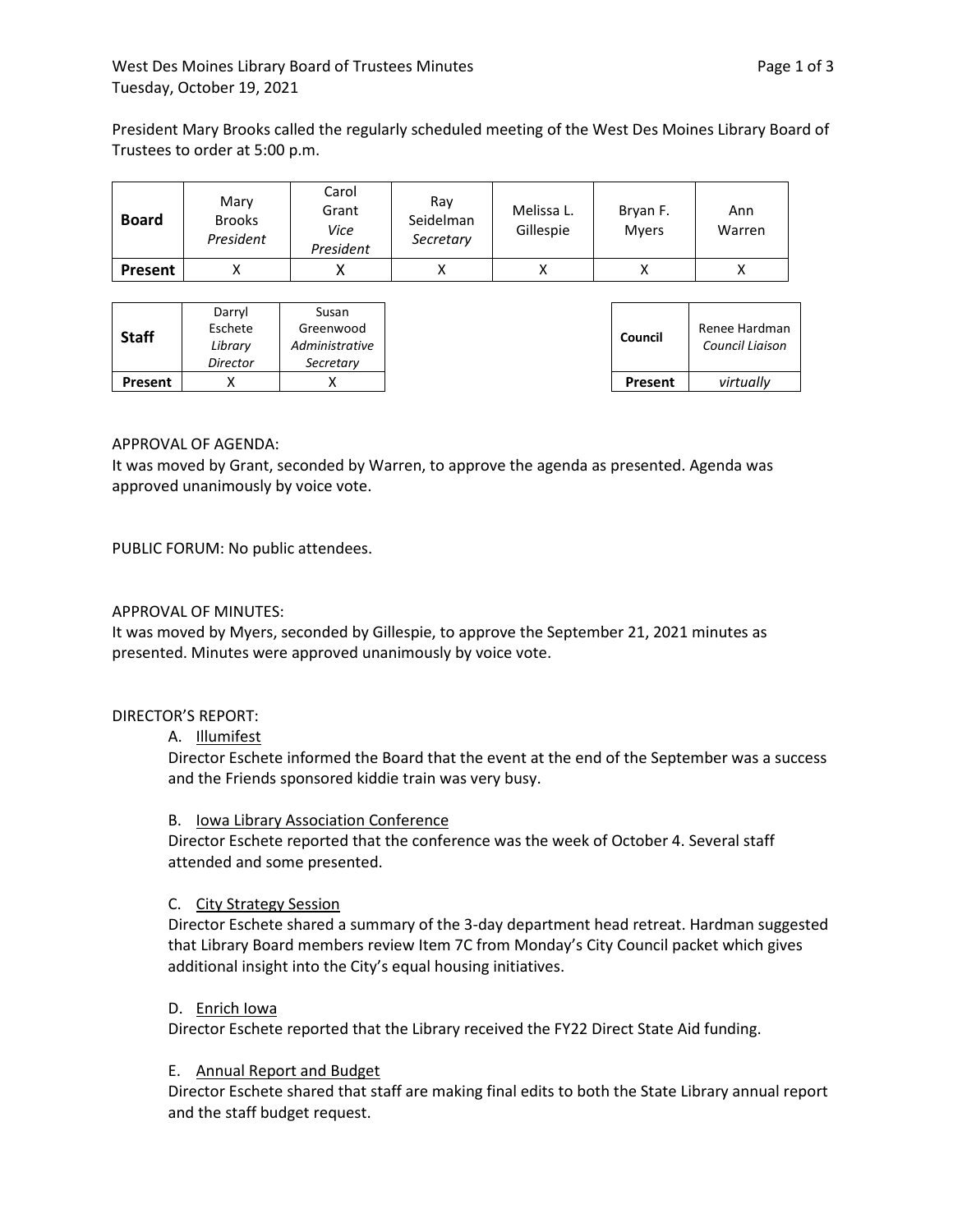West Des Moines Library Board of Trustees Minutes
Tuesday, October 19, 2021

President Mary Brooks called the regularly scheduled meeting of the West Des Moines Library Board of Trustees to order at 5:00 p.m.

| **Board** | Mary Brooks *President* | Carol Grant *Vice President* | Ray Seidelman *Secretary* | Melissa L. Gillespie | Bryan F. Myers | Ann Warren |
|---|---|---|---|---|---|---|
| **Present** | X | X | X | X | X | X |

| **Staff** | Darryl Eschete *Library Director* | Susan Greenwood *Administrative Secretary* |
|---|---|---|
| **Present** | X | X |

| **Council** | Renee Hardman *Council Liaison* |
|---|---|
| **Present** | *virtually* |

APPROVAL OF AGENDA:
It was moved by Grant, seconded by Warren, to approve the agenda as presented. Agenda was approved unanimously by voice vote.

PUBLIC FORUM: No public attendees.

APPROVAL OF MINUTES:
It was moved by Myers, seconded by Gillespie, to approve the September 21, 2021 minutes as presented. Minutes were approved unanimously by voice vote.

DIRECTOR'S REPORT:

A. Illumifest
Director Eschete informed the Board that the event at the end of the September was a success and the Friends sponsored kiddie train was very busy.

B. Iowa Library Association Conference
Director Eschete reported that the conference was the week of October 4. Several staff attended and some presented.

C. City Strategy Session
Director Eschete shared a summary of the 3-day department head retreat. Hardman suggested that Library Board members review Item 7C from Monday's City Council packet which gives additional insight into the City's equal housing initiatives.

D. Enrich Iowa
Director Eschete reported that the Library received the FY22 Direct State Aid funding.

E. Annual Report and Budget
Director Eschete shared that staff are making final edits to both the State Library annual report and the staff budget request.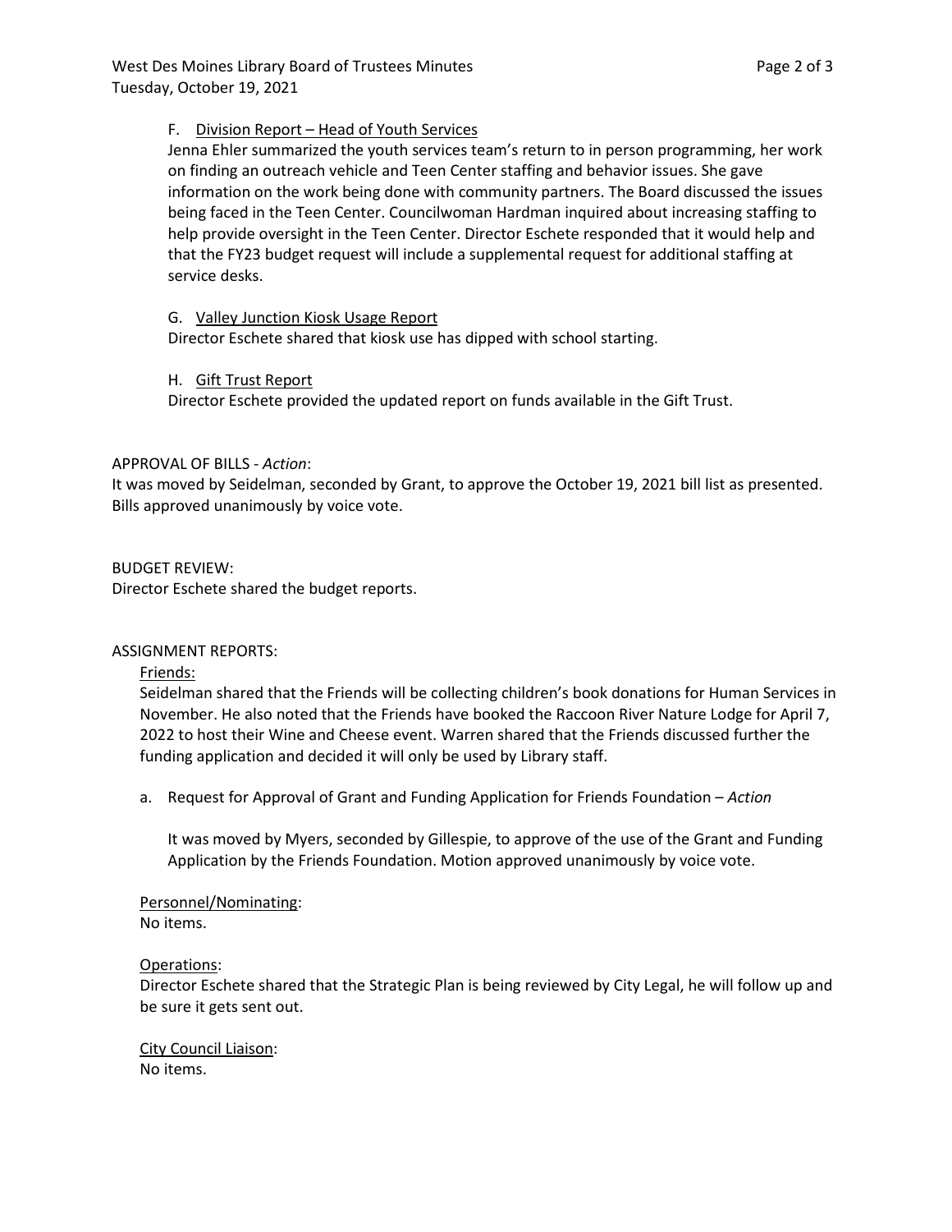F. Division Report – Head of Youth Services

Jenna Ehler summarized the youth services team's return to in person programming, her work on finding an outreach vehicle and Teen Center staffing and behavior issues. She gave information on the work being done with community partners. The Board discussed the issues being faced in the Teen Center. Councilwoman Hardman inquired about increasing staffing to help provide oversight in the Teen Center. Director Eschete responded that it would help and that the FY23 budget request will include a supplemental request for additional staffing at service desks.

G. Valley Junction Kiosk Usage Report

Director Eschete shared that kiosk use has dipped with school starting.

H. Gift Trust Report

Director Eschete provided the updated report on funds available in the Gift Trust.

APPROVAL OF BILLS - *Action*:

It was moved by Seidelman, seconded by Grant, to approve the October 19, 2021 bill list as presented. Bills approved unanimously by voice vote.

BUDGET REVIEW:

Director Eschete shared the budget reports.

ASSIGNMENT REPORTS:

Friends:

Seidelman shared that the Friends will be collecting children's book donations for Human Services in November. He also noted that the Friends have booked the Raccoon River Nature Lodge for April 7, 2022 to host their Wine and Cheese event. Warren shared that the Friends discussed further the funding application and decided it will only be used by Library staff.

a. Request for Approval of Grant and Funding Application for Friends Foundation – *Action*

It was moved by Myers, seconded by Gillespie, to approve of the use of the Grant and Funding Application by the Friends Foundation. Motion approved unanimously by voice vote.

Personnel/Nominating:

No items.

Operations:

Director Eschete shared that the Strategic Plan is being reviewed by City Legal, he will follow up and be sure it gets sent out.

City Council Liaison:

No items.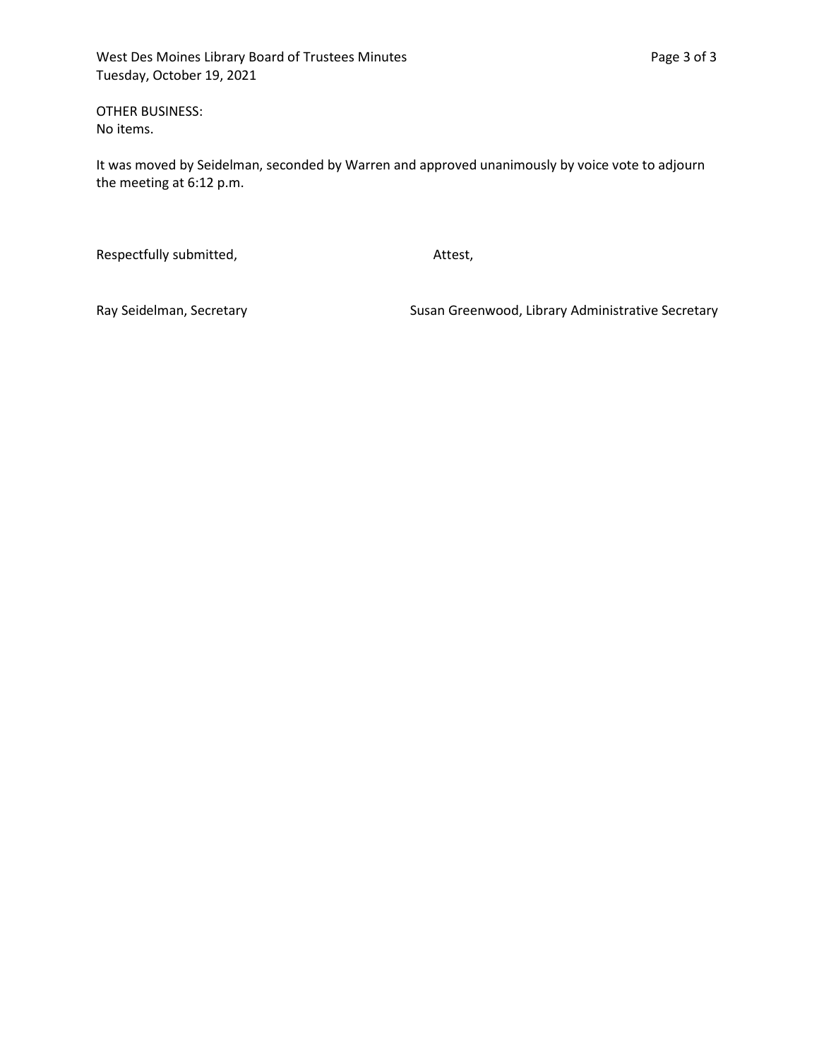OTHER BUSINESS:
No items.

It was moved by Seidelman, seconded by Warren and approved unanimously by voice vote to adjourn the meeting at 6:12 p.m.

Respectfully submitted,

Ray Seidelman, Secretary

Attest,

Susan Greenwood, Library Administrative Secretary